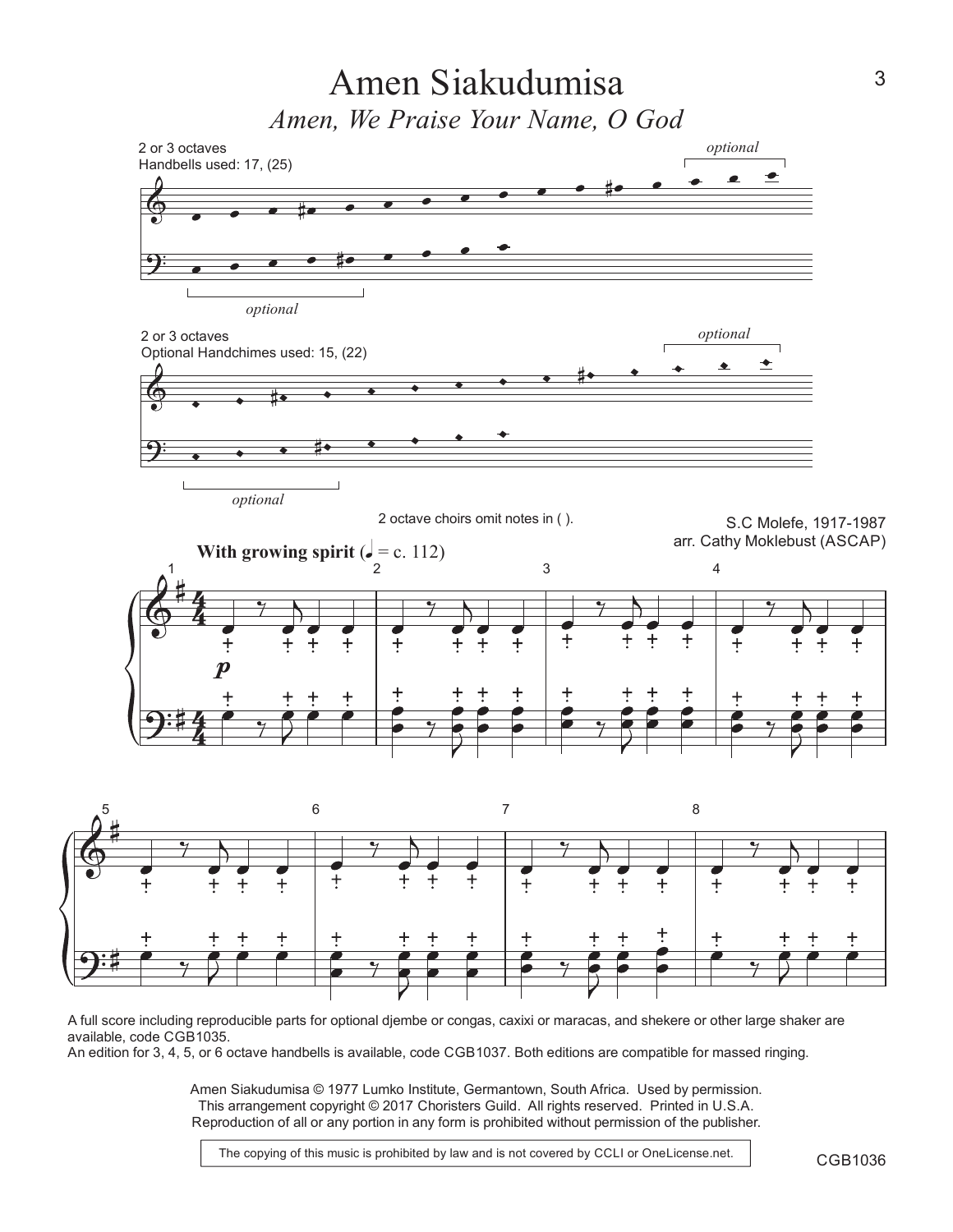# Amen Siakudumisa

*Amen, We Praise Your Name, O God*

2 or 3 octaves
Handbells used: 17, (25)

*optional*

*optional*

2 or 3 octaves
Optional Handchimes used: 15, (22)

*optional*

*optional*

2 octave choirs omit notes in ( ).

S.C Molefe, 1917-1987
arr. Cathy Moklebust (ASCAP)

**With growing spirit** (♩ = c. 112)

A full score including reproducible parts for optional djembe or congas, caxixi or maracas, and shekere or other large shaker are available, code CGB1035.
An edition for 3, 4, 5, or 6 octave handbells is available, code CGB1037. Both editions are compatible for massed ringing.

Amen Siakudumisa © 1977 Lumko Institute, Germantown, South Africa. Used by permission.
This arrangement copyright © 2017 Choristers Guild. All rights reserved. Printed in U.S.A.
Reproduction of all or any portion in any form is prohibited without permission of the publisher.

The copying of this music is prohibited by law and is not covered by CCLI or OneLicense.net.

CGB1036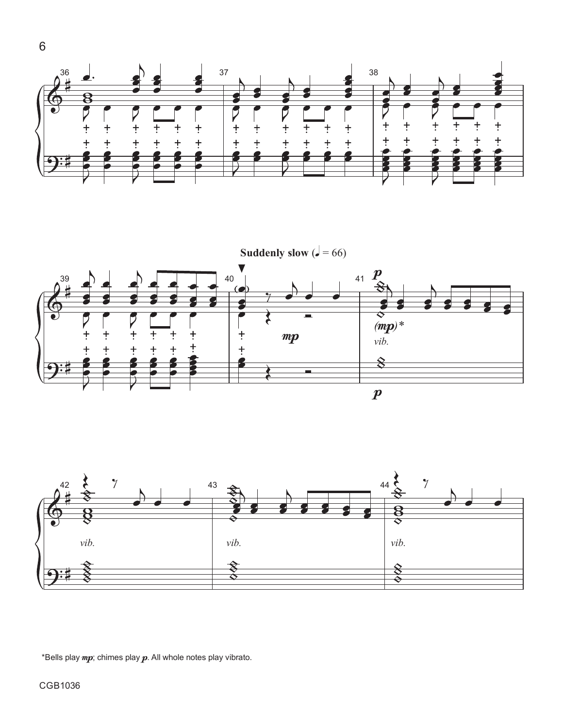**Suddenly slow** (♩ = 66)

*Bells play *mp*; chimes play *p*. All whole notes play vibrato.